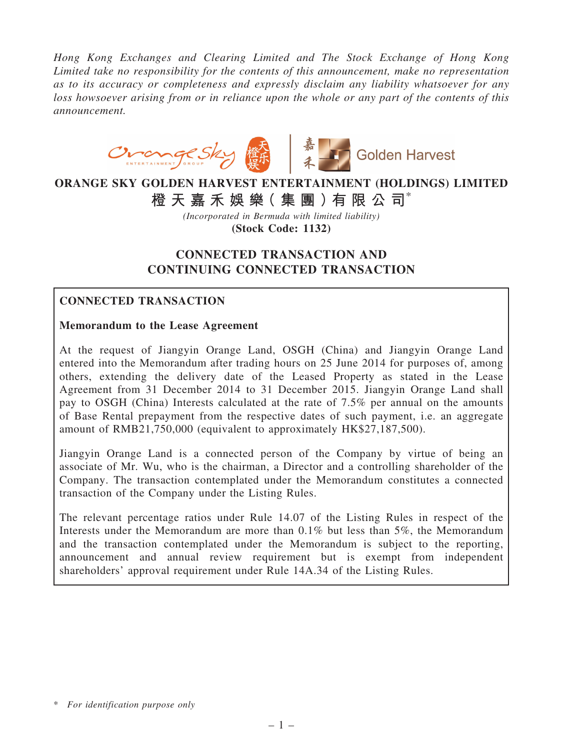*Hong Kong Exchanges and Clearing Limited and The Stock Exchange of Hong Kong Limited take no responsibility for the contents of this announcement, make no representation as to its accuracy or completeness and expressly disclaim any liability whatsoever for any loss howsoever arising from or in reliance upon the whole or any part of the contents of this announcement.*

# ORANGE SKY GOLDEN HARVEST ENTERTAINMENT (HOLDINGS) LIMITED

# 橙天嘉禾娛樂(集團)有限公司*

*(Incorporated in Bermuda with limited liability)*

**(Stock Code: 1132)**

## CONNECTED TRANSACTION AND CONTINUING CONNECTED TRANSACTION

### CONNECTED TRANSACTION

**Memorandum to the Lease Agreement**

At the request of Jiangyin Orange Land, OSGH (China) and Jiangyin Orange Land entered into the Memorandum after trading hours on 25 June 2014 for purposes of, among others, extending the delivery date of the Leased Property as stated in the Lease Agreement from 31 December 2014 to 31 December 2015. Jiangyin Orange Land shall pay to OSGH (China) Interests calculated at the rate of 7.5% per annual on the amounts of Base Rental prepayment from the respective dates of such payment, i.e. an aggregate amount of RMB21,750,000 (equivalent to approximately HK$27,187,500).

Jiangyin Orange Land is a connected person of the Company by virtue of being an associate of Mr. Wu, who is the chairman, a Director and a controlling shareholder of the Company. The transaction contemplated under the Memorandum constitutes a connected transaction of the Company under the Listing Rules.

The relevant percentage ratios under Rule 14.07 of the Listing Rules in respect of the Interests under the Memorandum are more than 0.1% but less than 5%, the Memorandum and the transaction contemplated under the Memorandum is subject to the reporting, announcement and annual review requirement but is exempt from independent shareholders' approval requirement under Rule 14A.34 of the Listing Rules.

\* *For identification purpose only*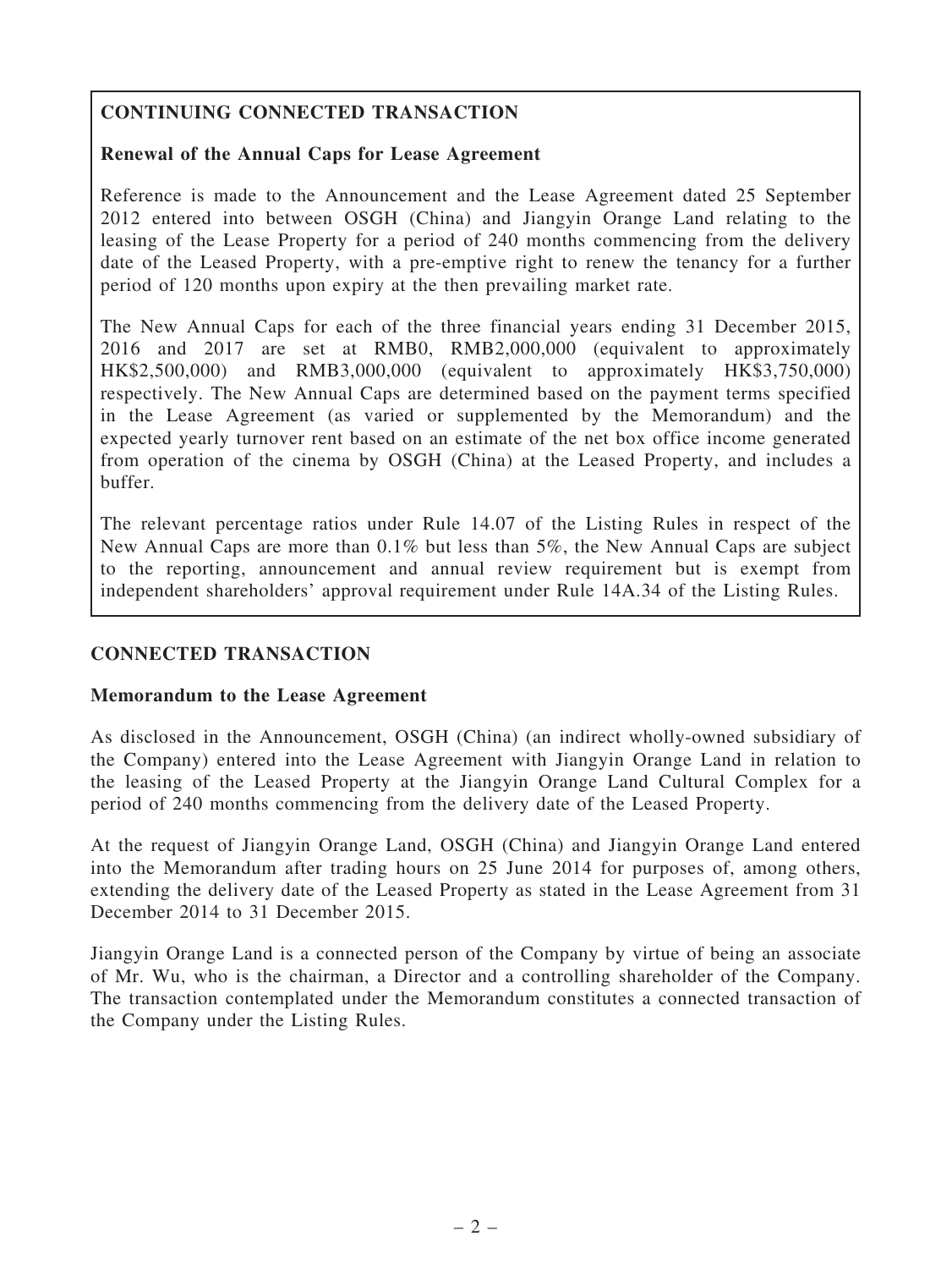## CONTINUING CONNECTED TRANSACTION

### Renewal of the Annual Caps for Lease Agreement

Reference is made to the Announcement and the Lease Agreement dated 25 September 2012 entered into between OSGH (China) and Jiangyin Orange Land relating to the leasing of the Lease Property for a period of 240 months commencing from the delivery date of the Leased Property, with a pre-emptive right to renew the tenancy for a further period of 120 months upon expiry at the then prevailing market rate.

The New Annual Caps for each of the three financial years ending 31 December 2015, 2016 and 2017 are set at RMB0, RMB2,000,000 (equivalent to approximately HK$2,500,000) and RMB3,000,000 (equivalent to approximately HK$3,750,000) respectively. The New Annual Caps are determined based on the payment terms specified in the Lease Agreement (as varied or supplemented by the Memorandum) and the expected yearly turnover rent based on an estimate of the net box office income generated from operation of the cinema by OSGH (China) at the Leased Property, and includes a buffer.

The relevant percentage ratios under Rule 14.07 of the Listing Rules in respect of the New Annual Caps are more than 0.1% but less than 5%, the New Annual Caps are subject to the reporting, announcement and annual review requirement but is exempt from independent shareholders' approval requirement under Rule 14A.34 of the Listing Rules.

## CONNECTED TRANSACTION

### Memorandum to the Lease Agreement

As disclosed in the Announcement, OSGH (China) (an indirect wholly-owned subsidiary of the Company) entered into the Lease Agreement with Jiangyin Orange Land in relation to the leasing of the Leased Property at the Jiangyin Orange Land Cultural Complex for a period of 240 months commencing from the delivery date of the Leased Property.

At the request of Jiangyin Orange Land, OSGH (China) and Jiangyin Orange Land entered into the Memorandum after trading hours on 25 June 2014 for purposes of, among others, extending the delivery date of the Leased Property as stated in the Lease Agreement from 31 December 2014 to 31 December 2015.

Jiangyin Orange Land is a connected person of the Company by virtue of being an associate of Mr. Wu, who is the chairman, a Director and a controlling shareholder of the Company. The transaction contemplated under the Memorandum constitutes a connected transaction of the Company under the Listing Rules.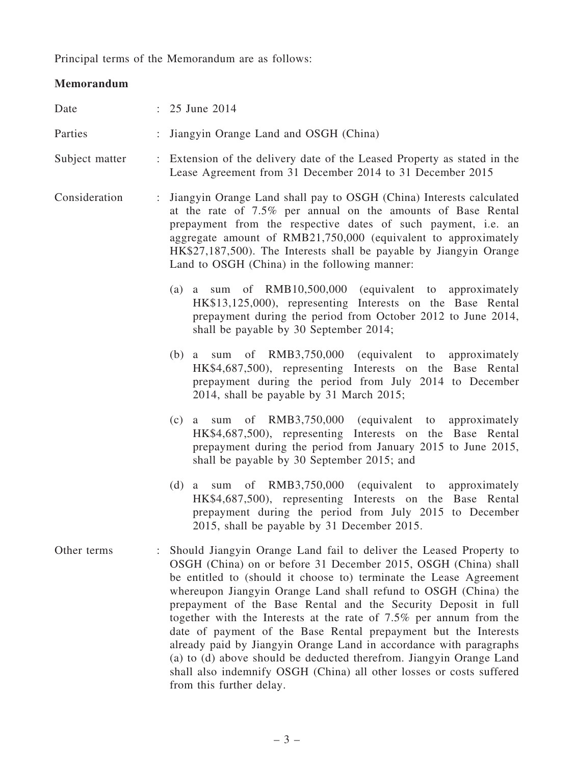Principal terms of the Memorandum are as follows:

**Memorandum**

| | |
|---|---|
| Date | : 25 June 2014 |
| Parties | : Jiangyin Orange Land and OSGH (China) |
| Subject matter | : Extension of the delivery date of the Leased Property as stated in the Lease Agreement from 31 December 2014 to 31 December 2015 |
| Consideration | : Jiangyin Orange Land shall pay to OSGH (China) Interests calculated at the rate of 7.5% per annual on the amounts of Base Rental prepayment from the respective dates of such payment, i.e. an aggregate amount of RMB21,750,000 (equivalent to approximately HK$27,187,500). The Interests shall be payable by Jiangyin Orange Land to OSGH (China) in the following manner: |

(a) a sum of RMB10,500,000 (equivalent to approximately HK$13,125,000), representing Interests on the Base Rental prepayment during the period from October 2012 to June 2014, shall be payable by 30 September 2014;

(b) a sum of RMB3,750,000 (equivalent to approximately HK$4,687,500), representing Interests on the Base Rental prepayment during the period from July 2014 to December 2014, shall be payable by 31 March 2015;

(c) a sum of RMB3,750,000 (equivalent to approximately HK$4,687,500), representing Interests on the Base Rental prepayment during the period from January 2015 to June 2015, shall be payable by 30 September 2015; and

(d) a sum of RMB3,750,000 (equivalent to approximately HK$4,687,500), representing Interests on the Base Rental prepayment during the period from July 2015 to December 2015, shall be payable by 31 December 2015.

| | |
|---|---|
| Other terms | : Should Jiangyin Orange Land fail to deliver the Leased Property to OSGH (China) on or before 31 December 2015, OSGH (China) shall be entitled to (should it choose to) terminate the Lease Agreement whereupon Jiangyin Orange Land shall refund to OSGH (China) the prepayment of the Base Rental and the Security Deposit in full together with the Interests at the rate of 7.5% per annum from the date of payment of the Base Rental prepayment but the Interests already paid by Jiangyin Orange Land in accordance with paragraphs (a) to (d) above should be deducted therefrom. Jiangyin Orange Land shall also indemnify OSGH (China) all other losses or costs suffered from this further delay. |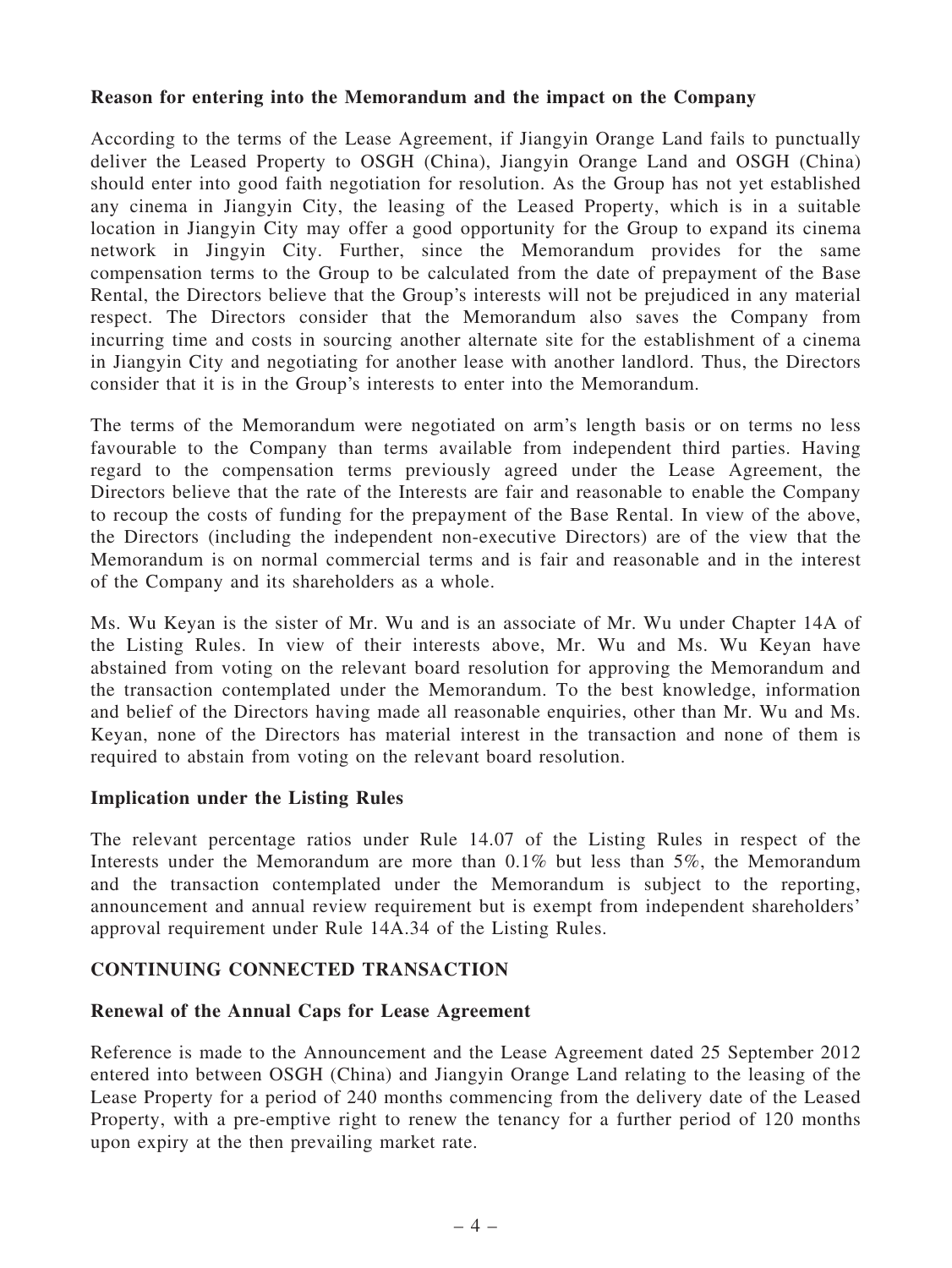**Reason for entering into the Memorandum and the impact on the Company**

According to the terms of the Lease Agreement, if Jiangyin Orange Land fails to punctually deliver the Leased Property to OSGH (China), Jiangyin Orange Land and OSGH (China) should enter into good faith negotiation for resolution. As the Group has not yet established any cinema in Jiangyin City, the leasing of the Leased Property, which is in a suitable location in Jiangyin City may offer a good opportunity for the Group to expand its cinema network in Jingyin City. Further, since the Memorandum provides for the same compensation terms to the Group to be calculated from the date of prepayment of the Base Rental, the Directors believe that the Group's interests will not be prejudiced in any material respect. The Directors consider that the Memorandum also saves the Company from incurring time and costs in sourcing another alternate site for the establishment of a cinema in Jiangyin City and negotiating for another lease with another landlord. Thus, the Directors consider that it is in the Group's interests to enter into the Memorandum.

The terms of the Memorandum were negotiated on arm's length basis or on terms no less favourable to the Company than terms available from independent third parties. Having regard to the compensation terms previously agreed under the Lease Agreement, the Directors believe that the rate of the Interests are fair and reasonable to enable the Company to recoup the costs of funding for the prepayment of the Base Rental. In view of the above, the Directors (including the independent non-executive Directors) are of the view that the Memorandum is on normal commercial terms and is fair and reasonable and in the interest of the Company and its shareholders as a whole.

Ms. Wu Keyan is the sister of Mr. Wu and is an associate of Mr. Wu under Chapter 14A of the Listing Rules. In view of their interests above, Mr. Wu and Ms. Wu Keyan have abstained from voting on the relevant board resolution for approving the Memorandum and the transaction contemplated under the Memorandum. To the best knowledge, information and belief of the Directors having made all reasonable enquiries, other than Mr. Wu and Ms. Keyan, none of the Directors has material interest in the transaction and none of them is required to abstain from voting on the relevant board resolution.

**Implication under the Listing Rules**

The relevant percentage ratios under Rule 14.07 of the Listing Rules in respect of the Interests under the Memorandum are more than 0.1% but less than 5%, the Memorandum and the transaction contemplated under the Memorandum is subject to the reporting, announcement and annual review requirement but is exempt from independent shareholders' approval requirement under Rule 14A.34 of the Listing Rules.

## CONTINUING CONNECTED TRANSACTION

**Renewal of the Annual Caps for Lease Agreement**

Reference is made to the Announcement and the Lease Agreement dated 25 September 2012 entered into between OSGH (China) and Jiangyin Orange Land relating to the leasing of the Lease Property for a period of 240 months commencing from the delivery date of the Leased Property, with a pre-emptive right to renew the tenancy for a further period of 120 months upon expiry at the then prevailing market rate.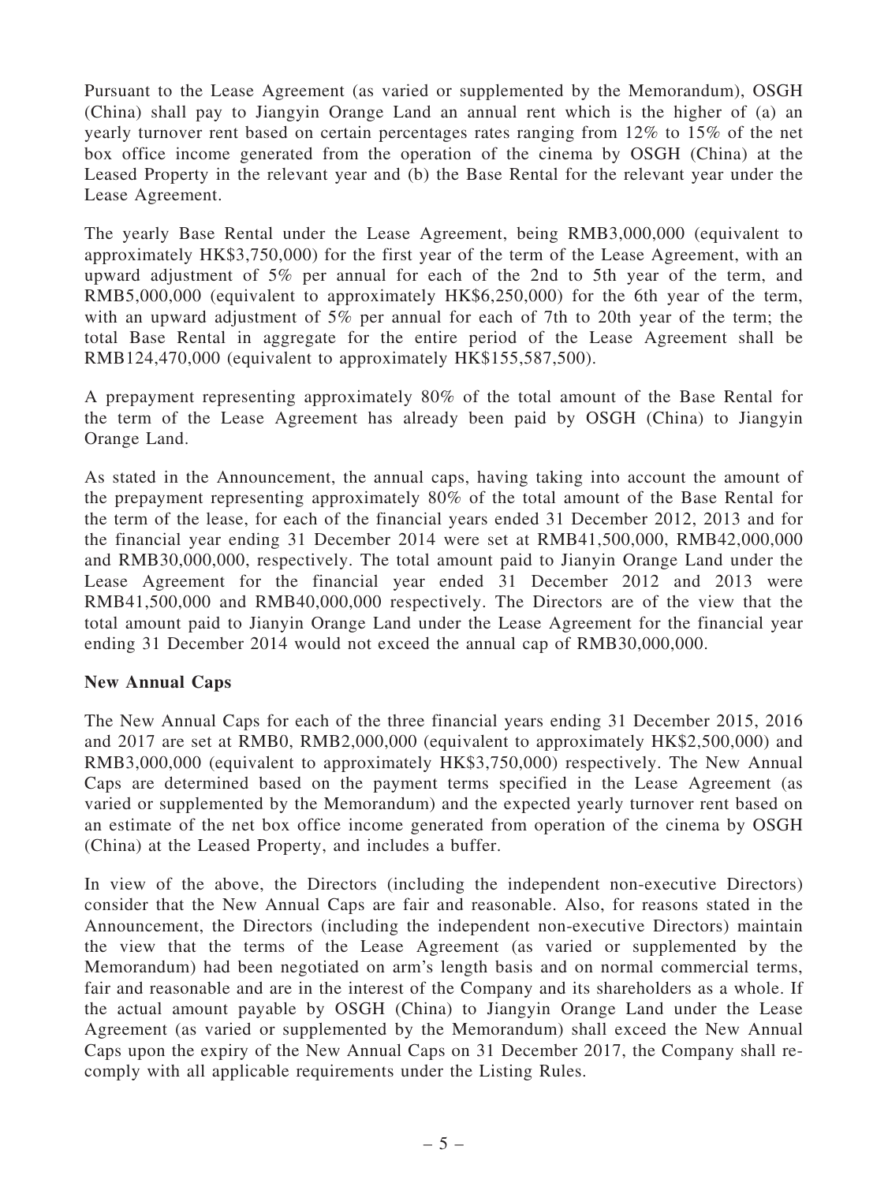Pursuant to the Lease Agreement (as varied or supplemented by the Memorandum), OSGH (China) shall pay to Jiangyin Orange Land an annual rent which is the higher of (a) an yearly turnover rent based on certain percentages rates ranging from 12% to 15% of the net box office income generated from the operation of the cinema by OSGH (China) at the Leased Property in the relevant year and (b) the Base Rental for the relevant year under the Lease Agreement.

The yearly Base Rental under the Lease Agreement, being RMB3,000,000 (equivalent to approximately HK$3,750,000) for the first year of the term of the Lease Agreement, with an upward adjustment of 5% per annual for each of the 2nd to 5th year of the term, and RMB5,000,000 (equivalent to approximately HK$6,250,000) for the 6th year of the term, with an upward adjustment of 5% per annual for each of 7th to 20th year of the term; the total Base Rental in aggregate for the entire period of the Lease Agreement shall be RMB124,470,000 (equivalent to approximately HK$155,587,500).

A prepayment representing approximately 80% of the total amount of the Base Rental for the term of the Lease Agreement has already been paid by OSGH (China) to Jiangyin Orange Land.

As stated in the Announcement, the annual caps, having taking into account the amount of the prepayment representing approximately 80% of the total amount of the Base Rental for the term of the lease, for each of the financial years ended 31 December 2012, 2013 and for the financial year ending 31 December 2014 were set at RMB41,500,000, RMB42,000,000 and RMB30,000,000, respectively. The total amount paid to Jianyin Orange Land under the Lease Agreement for the financial year ended 31 December 2012 and 2013 were RMB41,500,000 and RMB40,000,000 respectively. The Directors are of the view that the total amount paid to Jianyin Orange Land under the Lease Agreement for the financial year ending 31 December 2014 would not exceed the annual cap of RMB30,000,000.

**New Annual Caps**

The New Annual Caps for each of the three financial years ending 31 December 2015, 2016 and 2017 are set at RMB0, RMB2,000,000 (equivalent to approximately HK$2,500,000) and RMB3,000,000 (equivalent to approximately HK$3,750,000) respectively. The New Annual Caps are determined based on the payment terms specified in the Lease Agreement (as varied or supplemented by the Memorandum) and the expected yearly turnover rent based on an estimate of the net box office income generated from operation of the cinema by OSGH (China) at the Leased Property, and includes a buffer.

In view of the above, the Directors (including the independent non-executive Directors) consider that the New Annual Caps are fair and reasonable. Also, for reasons stated in the Announcement, the Directors (including the independent non-executive Directors) maintain the view that the terms of the Lease Agreement (as varied or supplemented by the Memorandum) had been negotiated on arm's length basis and on normal commercial terms, fair and reasonable and are in the interest of the Company and its shareholders as a whole. If the actual amount payable by OSGH (China) to Jiangyin Orange Land under the Lease Agreement (as varied or supplemented by the Memorandum) shall exceed the New Annual Caps upon the expiry of the New Annual Caps on 31 December 2017, the Company shall re-comply with all applicable requirements under the Listing Rules.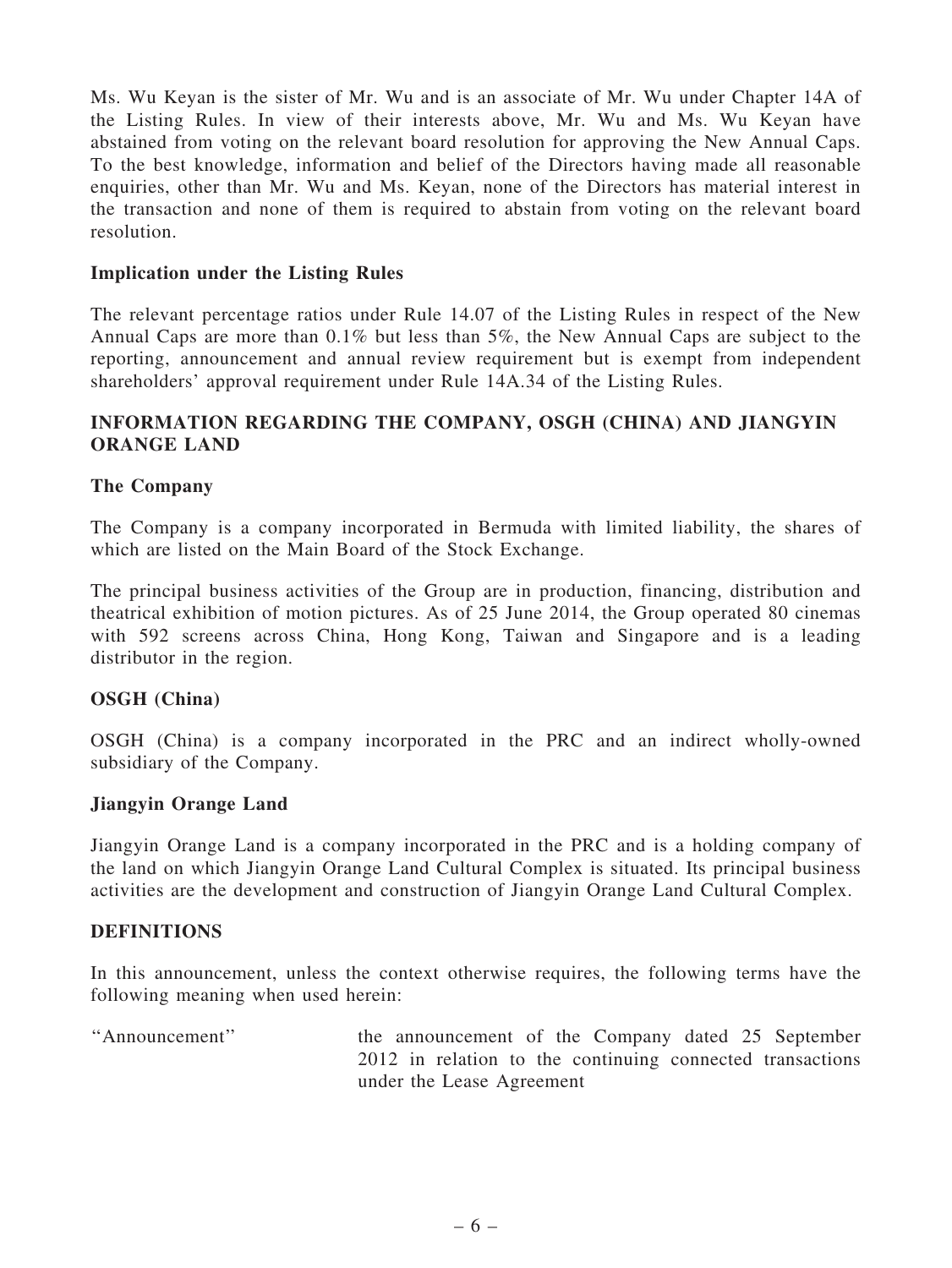Ms. Wu Keyan is the sister of Mr. Wu and is an associate of Mr. Wu under Chapter 14A of the Listing Rules. In view of their interests above, Mr. Wu and Ms. Wu Keyan have abstained from voting on the relevant board resolution for approving the New Annual Caps. To the best knowledge, information and belief of the Directors having made all reasonable enquiries, other than Mr. Wu and Ms. Keyan, none of the Directors has material interest in the transaction and none of them is required to abstain from voting on the relevant board resolution.

**Implication under the Listing Rules**

The relevant percentage ratios under Rule 14.07 of the Listing Rules in respect of the New Annual Caps are more than 0.1% but less than 5%, the New Annual Caps are subject to the reporting, announcement and annual review requirement but is exempt from independent shareholders' approval requirement under Rule 14A.34 of the Listing Rules.

## INFORMATION REGARDING THE COMPANY, OSGH (CHINA) AND JIANGYIN ORANGE LAND

**The Company**

The Company is a company incorporated in Bermuda with limited liability, the shares of which are listed on the Main Board of the Stock Exchange.

The principal business activities of the Group are in production, financing, distribution and theatrical exhibition of motion pictures. As of 25 June 2014, the Group operated 80 cinemas with 592 screens across China, Hong Kong, Taiwan and Singapore and is a leading distributor in the region.

**OSGH (China)**

OSGH (China) is a company incorporated in the PRC and an indirect wholly-owned subsidiary of the Company.

**Jiangyin Orange Land**

Jiangyin Orange Land is a company incorporated in the PRC and is a holding company of the land on which Jiangyin Orange Land Cultural Complex is situated. Its principal business activities are the development and construction of Jiangyin Orange Land Cultural Complex.

## DEFINITIONS

In this announcement, unless the context otherwise requires, the following terms have the following meaning when used herein:

| | |
|---|---|
| "Announcement" | the announcement of the Company dated 25 September 2012 in relation to the continuing connected transactions under the Lease Agreement |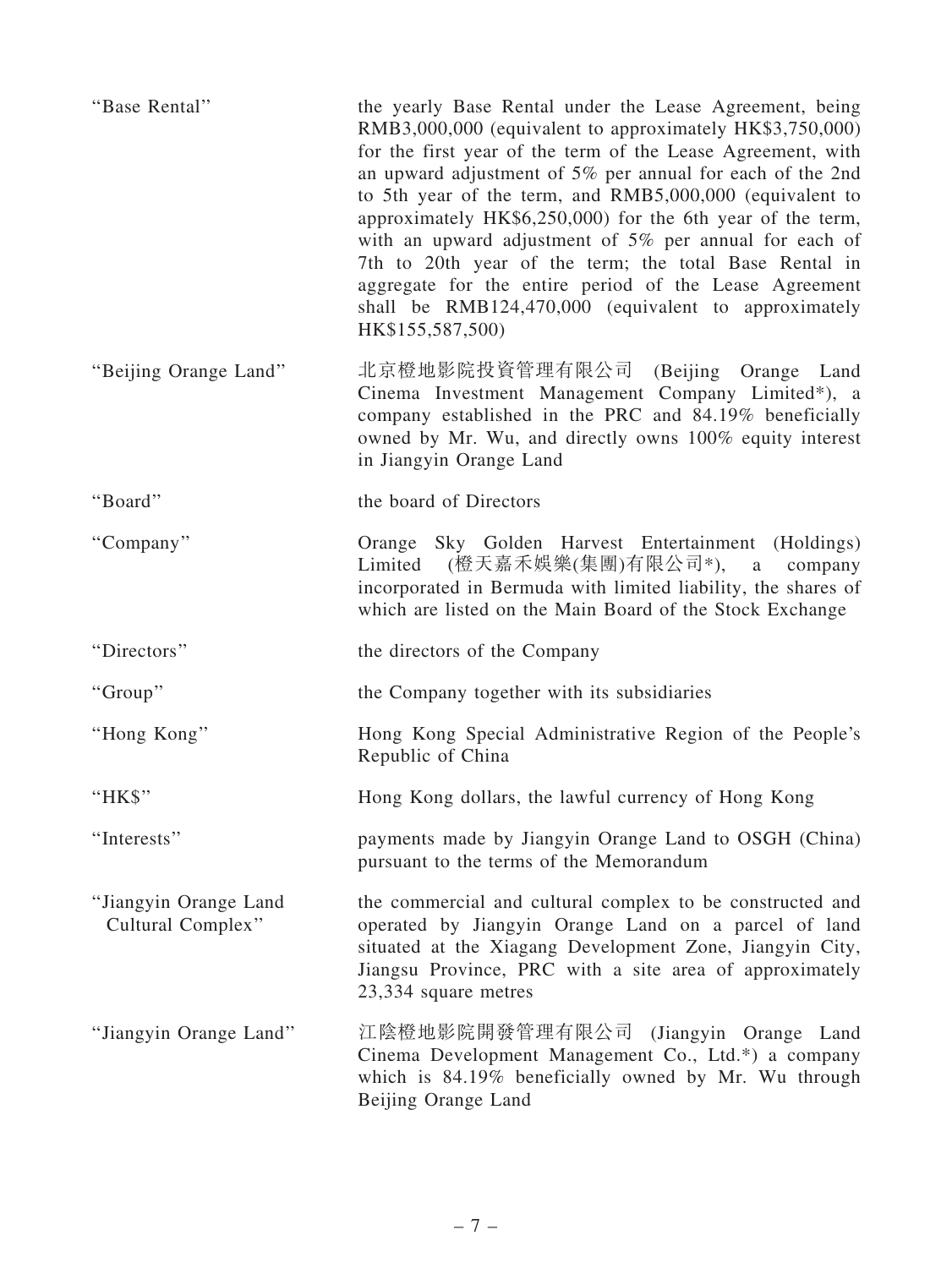| | |
|---|---|
| "Base Rental" | the yearly Base Rental under the Lease Agreement, being RMB3,000,000 (equivalent to approximately HK$3,750,000) for the first year of the term of the Lease Agreement, with an upward adjustment of 5% per annual for each of the 2nd to 5th year of the term, and RMB5,000,000 (equivalent to approximately HK$6,250,000) for the 6th year of the term, with an upward adjustment of 5% per annual for each of 7th to 20th year of the term; the total Base Rental in aggregate for the entire period of the Lease Agreement shall be RMB124,470,000 (equivalent to approximately HK$155,587,500) |
| "Beijing Orange Land" | 北京橙地影院投資管理有限公司 (Beijing Orange Land Cinema Investment Management Company Limited*), a company established in the PRC and 84.19% beneficially owned by Mr. Wu, and directly owns 100% equity interest in Jiangyin Orange Land |
| "Board" | the board of Directors |
| "Company" | Orange Sky Golden Harvest Entertainment (Holdings) Limited (橙天嘉禾娛樂(集團)有限公司*), a company incorporated in Bermuda with limited liability, the shares of which are listed on the Main Board of the Stock Exchange |
| "Directors" | the directors of the Company |
| "Group" | the Company together with its subsidiaries |
| "Hong Kong" | Hong Kong Special Administrative Region of the People's Republic of China |
| "HK$" | Hong Kong dollars, the lawful currency of Hong Kong |
| "Interests" | payments made by Jiangyin Orange Land to OSGH (China) pursuant to the terms of the Memorandum |
| "Jiangyin Orange Land Cultural Complex" | the commercial and cultural complex to be constructed and operated by Jiangyin Orange Land on a parcel of land situated at the Xiagang Development Zone, Jiangyin City, Jiangsu Province, PRC with a site area of approximately 23,334 square metres |
| "Jiangyin Orange Land" | 江陰橙地影院開發管理有限公司 (Jiangyin Orange Land Cinema Development Management Co., Ltd.*) a company which is 84.19% beneficially owned by Mr. Wu through Beijing Orange Land |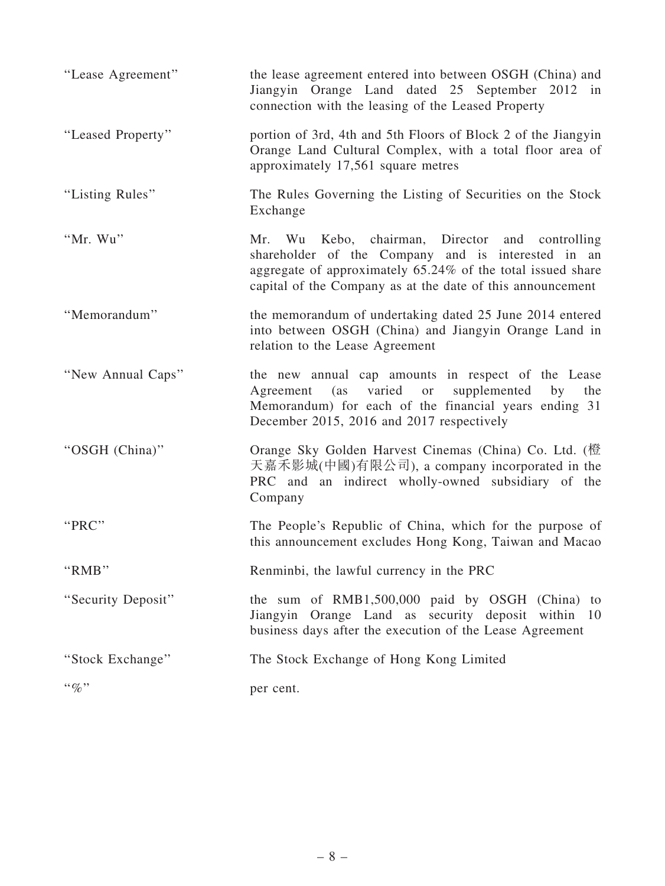| | |
|---|---|
| "Lease Agreement" | the lease agreement entered into between OSGH (China) and Jiangyin Orange Land dated 25 September 2012 in connection with the leasing of the Leased Property |
| "Leased Property" | portion of 3rd, 4th and 5th Floors of Block 2 of the Jiangyin Orange Land Cultural Complex, with a total floor area of approximately 17,561 square metres |
| "Listing Rules" | The Rules Governing the Listing of Securities on the Stock Exchange |
| "Mr. Wu" | Mr. Wu Kebo, chairman, Director and controlling shareholder of the Company and is interested in an aggregate of approximately 65.24% of the total issued share capital of the Company as at the date of this announcement |
| "Memorandum" | the memorandum of undertaking dated 25 June 2014 entered into between OSGH (China) and Jiangyin Orange Land in relation to the Lease Agreement |
| "New Annual Caps" | the new annual cap amounts in respect of the Lease Agreement (as varied or supplemented by the Memorandum) for each of the financial years ending 31 December 2015, 2016 and 2017 respectively |
| "OSGH (China)" | Orange Sky Golden Harvest Cinemas (China) Co. Ltd. (橙天嘉禾影城(中國)有限公司), a company incorporated in the PRC and an indirect wholly-owned subsidiary of the Company |
| "PRC" | The People's Republic of China, which for the purpose of this announcement excludes Hong Kong, Taiwan and Macao |
| "RMB" | Renminbi, the lawful currency in the PRC |
| "Security Deposit" | the sum of RMB1,500,000 paid by OSGH (China) to Jiangyin Orange Land as security deposit within 10 business days after the execution of the Lease Agreement |
| "Stock Exchange" | The Stock Exchange of Hong Kong Limited |
| "%" | per cent. |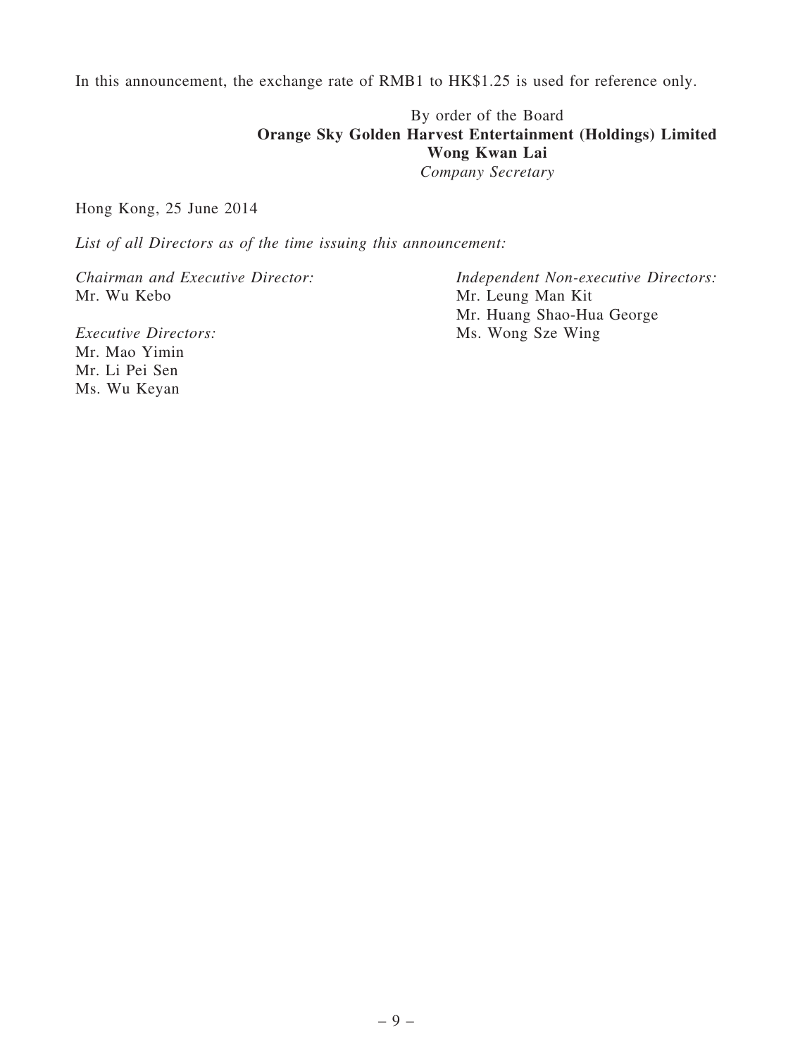In this announcement, the exchange rate of RMB1 to HK$1.25 is used for reference only.

By order of the Board
**Orange Sky Golden Harvest Entertainment (Holdings) Limited**
**Wong Kwan Lai**
*Company Secretary*

Hong Kong, 25 June 2014

*List of all Directors as of the time issuing this announcement:*

*Chairman and Executive Director:*
Mr. Wu Kebo

*Executive Directors:*
Mr. Mao Yimin
Mr. Li Pei Sen
Ms. Wu Keyan

*Independent Non-executive Directors:*
Mr. Leung Man Kit
Mr. Huang Shao-Hua George
Ms. Wong Sze Wing